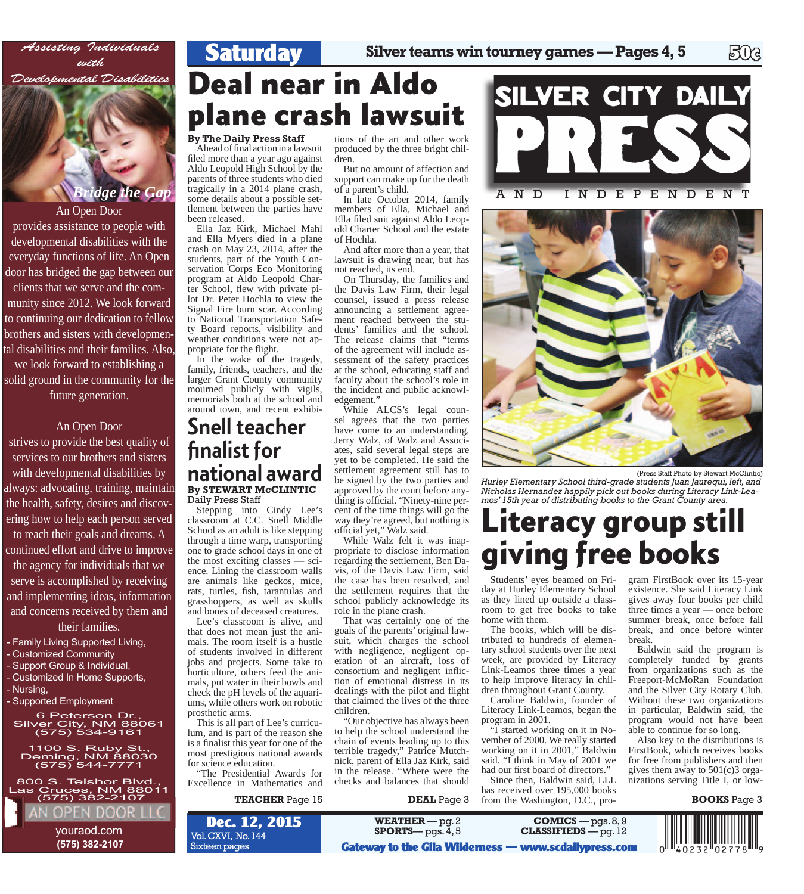# SILVER CITY DAILY PRESS AND INDEPENDENT

**Saturday** | Silver teams win tourney games — Pages 4, 5 | 50¢

**Dec. 12, 2015**
Vol. CXVI, No. 144
Sixteen pages

WEATHER — pg. 2
SPORTS— pgs. 4, 5
COMICS — pgs. 8, 9
CLASSIFIEDS — pg. 12

Gateway to the Gila Wilderness — www.scdailypress.com

# Deal near in Aldo plane crash lawsuit

**By The Daily Press Staff**

Ahead of final action in a lawsuit filed more than a year ago against Aldo Leopold High School by the parents of three students who died tragically in a 2014 plane crash, some details about a possible settlement between the parties have been released.

Ella Jaz Kirk, Michael Mahl and Ella Myers died in a plane crash on May 23, 2014, after the students, part of the Youth Conservation Corps Eco Monitoring program at Aldo Leopold Charter School, flew with private pilot Dr. Peter Hochla to view the Signal Fire burn scar. According to National Transportation Safety Board reports, visibility and weather conditions were not appropriate for the flight.

In the wake of the tragedy, family, friends, teachers, and the larger Grant County community mourned publicly with vigils, memorials both at the school and around town, and recent exhibitions of the art and other work produced by the three bright children.

But no amount of affection and support can make up for the death of a parent's child.

In late October 2014, family members of Ella, Michael and Ella filed suit against Aldo Leopold Charter School and the estate of Hochla.

And after more than a year, that lawsuit is drawing near, but has not reached, its end.

On Thursday, the families and the Davis Law Firm, their legal counsel, issued a press release announcing a settlement agreement reached between the students' families and the school. The release claims that "terms of the agreement will include assessment of the safety practices at the school, educating staff and faculty about the school's role in the incident and public acknowledgement."

While ALCS's legal counsel agrees that the two parties have come to an understanding, Jerry Walz, of Walz and Associates, said several legal steps are yet to be completed. He said the settlement agreement still has to be signed by the two parties and approved by the court before anything is official. "Ninety-nine percent of the time things will go the way they're agreed, but nothing is official yet," Walz said.

While Walz felt it was inappropriate to disclose information regarding the settlement, Ben Davis, of the Davis Law Firm, said the case has been resolved, and the settlement requires that the school publicly acknowledge its role in the plane crash.

That was certainly one of the goals of the parents' original lawsuit, which charges the school with negligence, negligent operation of an aircraft, loss of consortium and negligent infliction of emotional distress in its dealings with the pilot and flight that claimed the lives of the three children.

"Our objective has always been to help the school understand the chain of events leading up to this terrible tragedy," Patrice Mutchnick, parent of Ella Jaz Kirk, said in the release. "Where were the checks and balances that should

**DEAL** Page 3

# Snell teacher finalist for national award

**By STEWART McCLINTIC**
Daily Press Staff

Stepping into Cindy Lee's classroom at C.C. Snell Middle School as an adult is like stepping through a time warp, transporting one to grade school days in one of the most exciting classes — science. Lining the classroom walls are animals like geckos, mice, rats, turtles, fish, tarantulas and grasshoppers, as well as skulls and bones of deceased creatures.

Lee's classroom is alive, and that does not mean just the animals. The room itself is a hustle of students involved in different jobs and projects. Some take to horticulture, others feed the animals, put water in their bowls and check the pH levels of the aquariums, while others work on robotic prosthetic arms.

This is all part of Lee's curriculum, and is part of the reason she is a finalist this year for one of the most prestigious national awards for science education.

"The Presidential Awards for Excellence in Mathematics and

**TEACHER** Page 15

(Press Staff Photo by Stewart McClintic)
*Hurley Elementary School third-grade students Juan Jaurequi, left, and Nicholas Hernandez happily pick out books during Literacy Link-Leamos' 15th year of distributing books to the Grant County area.*

# Literacy group still giving free books

Students' eyes beamed on Friday at Hurley Elementary School as they lined up outside a classroom to get free books to take home with them.

The books, which will be distributed to hundreds of elementary school students over the next week, are provided by Literacy Link-Leamos three times a year to help improve literacy in children throughout Grant County.

Caroline Baldwin, founder of Literacy Link-Leamos, began the program in 2001.

"I started working on it in November of 2000. We really started working on it in 2001," Baldwin said. "I think in May of 2001 we had our first board of directors."

Since then, Baldwin said, LLL has received over 195,000 books from the Washington, D.C., program FirstBook over its 15-year existence. She said Literacy Link gives away four books per child three times a year — once before summer break, once before fall break, and once before winter break.

Baldwin said the program is completely funded by grants from organizations such as the Freeport-McMoRan Foundation and the Silver City Rotary Club. Without these two organizations in particular, Baldwin said, the program would not have been able to continue for so long.

Also key to the distributions is FirstBook, which receives books for free from publishers and then gives them away to 501(c)3 organizations serving Title I, or low-

**BOOKS** Page 3

---

*Assisting Individuals with Developmental Disabilities*

*Bridge the Gap*

An Open Door provides assistance to people with developmental disabilities with the everyday functions of life. An Open door has bridged the gap between our clients that we serve and the community since 2012. We look forward to continuing our dedication to fellow brothers and sisters with developmental disabilities and their families. Also, we look forward to establishing a solid ground in the community for the future generation.

An Open Door strives to provide the best quality of services to our brothers and sisters with developmental disabilities by always: advocating, training, maintain the health, safety, desires and discovering how to help each person served to reach their goals and dreams. A continued effort and drive to improve the agency for individuals that we serve is accomplished by receiving and implementing ideas, information and concerns received by them and their families.

- Family Living Supported Living,
- Customized Community
- Support Group & Individual,
- Customized In Home Supports,
- Nursing,
- Supported Employment

6 Peterson Dr., Silver City, NM 88061 (575) 534-9161

1100 S. Ruby St., Deming, NM 88030 (575) 544-7771

800 S. Telshor Blvd., Las Cruces, NM 88011 (575) 382-2107

AN OPEN DOOR LLC
youraod.com
(575) 382-2107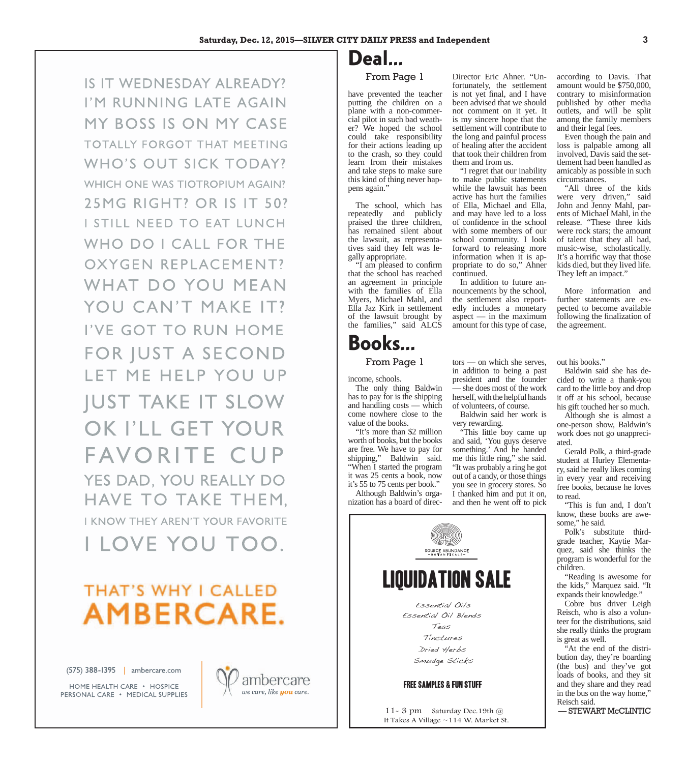IS IT WEDNESDAY ALREADY?
I'M RUNNING LATE AGAIN
MY BOSS IS ON MY CASE
TOTALLY FORGOT THAT MEETING
WHO'S OUT SICK TODAY?
WHICH ONE WAS TIOTROPIUM AGAIN?
25MG RIGHT? OR IS IT 50?
I STILL NEED TO EAT LUNCH
WHO DO I CALL FOR THE
OXYGEN REPLACEMENT?
WHAT DO YOU MEAN
YOU CAN'T MAKE IT?
I'VE GOT TO RUN HOME
FOR JUST A SECOND
LET ME HELP YOU UP
JUST TAKE IT SLOW
OK I'LL GET YOUR
FAVORITE CUP
YES DAD, YOU REALLY DO
HAVE TO TAKE THEM,
I KNOW THEY AREN'T YOUR FAVORITE
I LOVE YOU TOO.

THAT'S WHY I CALLED
**AMBERCARE.**

(575) 388-1395 | ambercare.com

HOME HEALTH CARE • HOSPICE
PERSONAL CARE • MEDICAL SUPPLIES

ambercare
*we care, like you care.*

# Deal...

From Page 1

have prevented the teacher putting the children on a plane with a non-commercial pilot in such bad weather? We hoped the school could take responsibility for their actions leading up to the crash, so they could learn from their mistakes and take steps to make sure this kind of thing never happens again."

The school, which has repeatedly and publicly praised the three children, has remained silent about the lawsuit, as representatives said they felt was legally appropriate.

"I am pleased to confirm that the school has reached an agreement in principle with the families of Ella Myers, Michael Mahl, and Ella Jaz Kirk in settlement of the lawsuit brought by the families," said ALCS Director Eric Ahner. "Unfortunately, the settlement is not yet final, and I have been advised that we should not comment on it yet. It is my sincere hope that the settlement will contribute to the long and painful process of healing after the accident that took their children from them and from us.

"I regret that our inability to make public statements while the lawsuit has been active has hurt the families of Ella, Michael and Ella, and may have led to a loss of confidence in the school with some members of our school community. I look forward to releasing more information when it is appropriate to do so," Ahner continued.

In addition to future announcements by the school, the settlement also reportedly includes a monetary aspect — in the maximum amount for this type of case, according to Davis. That amount would be $750,000, contrary to misinformation published by other media outlets, and will be split among the family members and their legal fees.

Even though the pain and loss is palpable among all involved, Davis said the settlement had been handled as amicably as possible in such circumstances.

"All three of the kids were very driven," said John and Jenny Mahl, parents of Michael Mahl, in the release. "These three kids were rock stars; the amount of talent that they all had, music-wise, scholastically. It's a horrific way that those kids died, but they lived life. They left an impact."

More information and further statements are expected to become available following the finalization of the agreement.

# Books...

From Page 1

income, schools.

The only thing Baldwin has to pay for is the shipping and handling costs — which come nowhere close to the value of the books.

"It's more than $2 million worth of books, but the books are free. We have to pay for shipping," Baldwin said. "When I started the program it was 25 cents a book, now it's 55 to 75 cents per book."

Although Baldwin's organization has a board of directors — on which she serves, in addition to being a past president and the founder — she does most of the work herself, with the helpful hands of volunteers, of course.

Baldwin said her work is very rewarding.

"This little boy came up and said, 'You guys deserve something.' And he handed me this little ring," she said. "It was probably a ring he got out of a candy, or those things you see in grocery stores. So I thanked him and put it on, and then he went off to pick out his books."

Baldwin said she has decided to write a thank-you card to the little boy and drop it off at his school, because his gift touched her so much.

Although she is almost a one-person show, Baldwin's work does not go unappreciated.

Gerald Polk, a third-grade student at Hurley Elementary, said he really likes coming in every year and receiving free books, because he loves to read.

"This is fun and, I don't know, these books are awesome," he said.

Polk's substitute third-grade teacher, Kaytie Marquez, said she thinks the program is wonderful for the children.

"Reading is awesome for the kids," Marquez said. "It expands their knowledge."

Cobre bus driver Leigh Reisch, who is also a volunteer for the distributions, said she really thinks the program is great as well.

"At the end of the distribution day, they're boarding (the bus) and they've got loads of books, and they sit and they share and they read in the bus on the way home," Reisch said.

— STEWART McCLINTIC

SOURCE ABUNDANCE
— BOTANICALS —

**LIQUIDATION SALE**

*Essential Oils*
*Essential Oil Blends*
*Teas*
*Tinctures*
*Dried Herbs*
*Smudge Sticks*

**FREE SAMPLES & FUN STUFF**

11-3 pm Saturday Dec.19th @
It Takes A Village ~114 W. Market St.